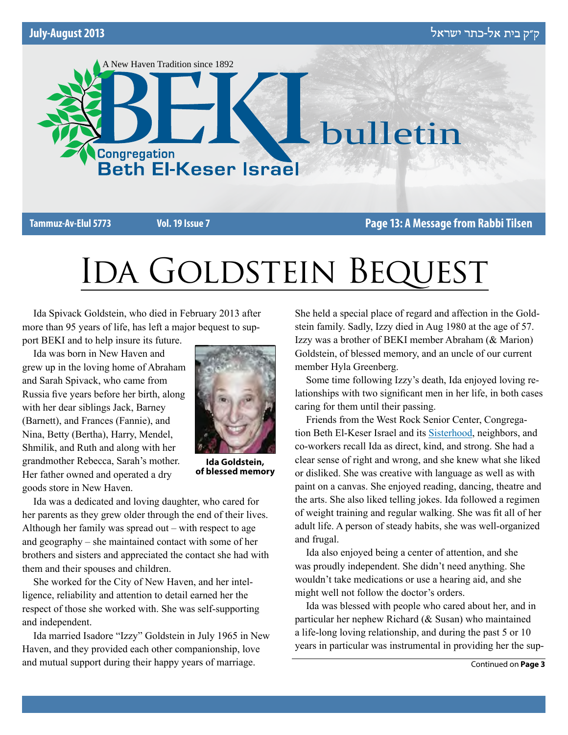July-August 2013 ק״ק בית אל-כתר ישראל

A New Haven Tradition since 1892

# BEKI bulletin

Congregation Beth El-Keser Israel

Tammuz-Av-Elul 5773 Vol. 19 Issue 7 **Page 13: A Message from Rabbi Tilsen**

# Ida Goldstein Bequest

Ida Spivack Goldstein, who died in February 2013 after more than 95 years of life, has left a major bequest to support BEKI and to help insure its future.

Ida was born in New Haven and grew up in the loving home of Abraham and Sarah Spivack, who came from Russia five years before her birth, along with her dear siblings Jack, Barney (Barnett), and Frances (Fannie), and Nina, Betty (Bertha), Harry, Mendel, Shmilik, and Ruth and along with her grandmother Rebecca, Sarah's mother. Her father owned and operated a dry goods store in New Haven.

**Ida Goldstein, of blessed memory**

Ida was a dedicated and loving daughter, who cared for her parents as they grew older through the end of their lives. Although her family was spread out – with respect to age and geography – she maintained contact with some of her brothers and sisters and appreciated the contact she had with them and their spouses and children.

She worked for the City of New Haven, and her intelligence, reliability and attention to detail earned her the respect of those she worked with. She was self-supporting and independent.

Ida married Isadore "Izzy" Goldstein in July 1965 in New Haven, and they provided each other companionship, love and mutual support during their happy years of marriage. She held a special place of regard and affection in the Goldstein family. Sadly, Izzy died in Aug 1980 at the age of 57. Izzy was a brother of BEKI member Abraham (& Marion) Goldstein, of blessed memory, and an uncle of our current member Hyla Greenberg.

Some time following Izzy's death, Ida enjoyed loving relationships with two significant men in her life, in both cases caring for them until their passing.

Friends from the West Rock Senior Center, Congregation Beth El-Keser Israel and its Sisterhood, neighbors, and co-workers recall Ida as direct, kind, and strong. She had a clear sense of right and wrong, and she knew what she liked or disliked. She was creative with language as well as with paint on a canvas. She enjoyed reading, dancing, theatre and the arts. She also liked telling jokes. Ida followed a regimen of weight training and regular walking. She was fit all of her adult life. A person of steady habits, she was well-organized and frugal.

Ida also enjoyed being a center of attention, and she was proudly independent. She didn't need anything. She wouldn't take medications or use a hearing aid, and she might well not follow the doctor's orders.

Ida was blessed with people who cared about her, and in particular her nephew Richard (& Susan) who maintained a life-long loving relationship, and during the past 5 or 10 years in particular was instrumental in providing her the sup-

Continued on **Page 3**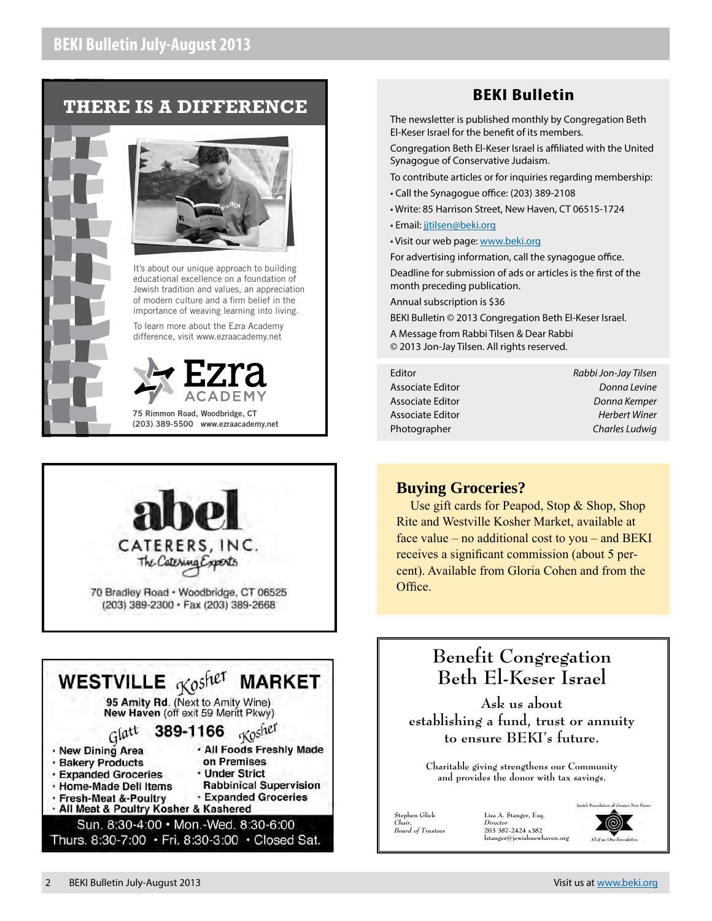## THERE IS A DIFFERENCE

It's about our unique approach to building educational excellence on a foundation of Jewish tradition and values, an appreciation of modern culture and a firm belief in the importance of weaving learning into living.

To learn more about the Ezra Academy difference, visit www.ezraacademy.net

Ezra ACADEMY

75 Rimmon Road, Woodbridge, CT
(203) 389-5500 www.ezraacademy.net

## BEKI Bulletin

The newsletter is published monthly by Congregation Beth El-Keser Israel for the benefit of its members.

Congregation Beth El-Keser Israel is affiliated with the United Synagogue of Conservative Judaism.

To contribute articles or for inquiries regarding membership:

- Call the Synagogue office: (203) 389-2108
- Write: 85 Harrison Street, New Haven, CT 06515-1724
- Email: jjtilsen@beki.org
- Visit our web page: www.beki.org

For advertising information, call the synagogue office.

Deadline for submission of ads or articles is the first of the month preceding publication.

Annual subscription is $36

BEKI Bulletin © 2013 Congregation Beth El-Keser Israel.

A Message from Rabbi Tilsen & Dear Rabbi
© 2013 Jon-Jay Tilsen. All rights reserved.

| | |
|---|---|
| Editor | *Rabbi Jon-Jay Tilsen* |
| Associate Editor | *Donna Levine* |
| Associate Editor | *Donna Kemper* |
| Associate Editor | *Herbert Winer* |
| Photographer | *Charles Ludwig* |

**abel**
CATERERS, INC.
The Catering Experts

70 Bradley Road • Woodbridge, CT 06525
(203) 389-2300 • Fax (203) 389-2668

### Buying Groceries?

Use gift cards for Peapod, Stop & Shop, Shop Rite and Westville Kosher Market, available at face value – no additional cost to you – and BEKI receives a significant commission (about 5 percent). Available from Gloria Cohen and from the Office.

**WESTVILLE Kosher MARKET**

**95 Amity Rd.** (Next to Amity Wine)
**New Haven** (off exit 59 Meritt Pkwy)

Glatt **389-1166** Kosher

- New Dining Area
- Bakery Products
- Expanded Groceries
- Home-Made Deli Items
- Fresh-Meat &-Poultry
- All Foods Freshly Made on Premises
- Under Strict Rabbinical Supervision
- Expanded Groceries
- All Meat & Poultry Kosher & Kashered

Sun. 8:30-4:00 • Mon.-Wed. 8:30-6:00
Thurs. 8:30-7:00 • Fri. 8:30-3:00 • Closed Sat.

## Benefit Congregation Beth El-Keser Israel

Ask us about establishing a fund, trust or annuity to ensure BEKI's future.

Charitable giving strengthens our Community and provides the donor with tax savings.

Stephen Glick
*Chair, Board of Trustees*

Lisa A. Stanger, Esq.
*Director*
203 387-2424 x382
lstanger@jewishnewhaven.org

Jewish Foundation of Greater New Haven
All of us. One Foundation.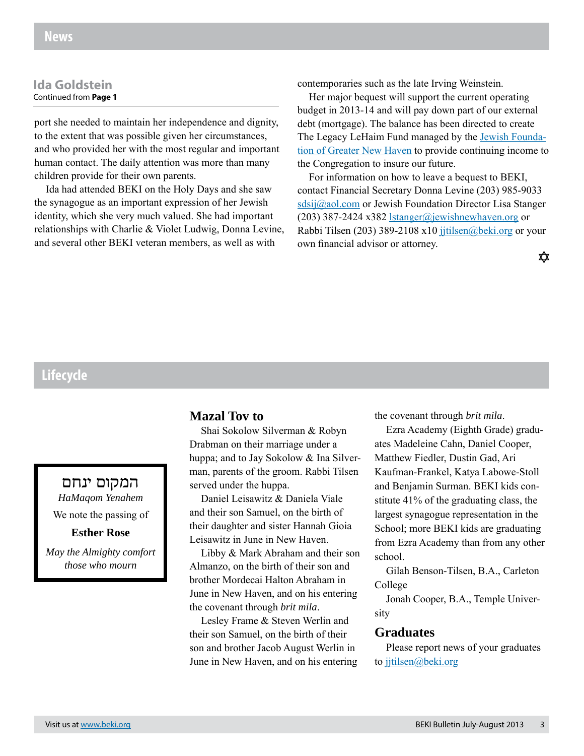## News

### Ida Goldstein

Continued from **Page 1**

port she needed to maintain her independence and dignity, to the extent that was possible given her circumstances, and who provided her with the most regular and important human contact. The daily attention was more than many children provide for their own parents.

Ida had attended BEKI on the Holy Days and she saw the synagogue as an important expression of her Jewish identity, which she very much valued. She had important relationships with Charlie & Violet Ludwig, Donna Levine, and several other BEKI veteran members, as well as with contemporaries such as the late Irving Weinstein.

Her major bequest will support the current operating budget in 2013-14 and will pay down part of our external debt (mortgage). The balance has been directed to create The Legacy LeHaim Fund managed by the Jewish Foundation of Greater New Haven to provide continuing income to the Congregation to insure our future.

For information on how to leave a bequest to BEKI, contact Financial Secretary Donna Levine (203) 985-9033 sdsij@aol.com or Jewish Foundation Director Lisa Stanger (203) 387-2424 x382 lstanger@jewishnewhaven.org or Rabbi Tilsen (203) 389-2108 x10 jjtilsen@beki.org or your own financial advisor or attorney.

✡

## Lifecycle

המקום ינחם

*HaMaqom Yenahem*

We note the passing of

**Esther Rose**

*May the Almighty comfort those who mourn*

### Mazal Tov to

Shai Sokolow Silverman & Robyn Drabman on their marriage under a huppa; and to Jay Sokolow & Ina Silverman, parents of the groom. Rabbi Tilsen served under the huppa.

Daniel Leisawitz & Daniela Viale and their son Samuel, on the birth of their daughter and sister Hannah Gioia Leisawitz in June in New Haven.

Libby & Mark Abraham and their son Almanzo, on the birth of their son and brother Mordecai Halton Abraham in June in New Haven, and on his entering the covenant through *brit mila*.

Lesley Frame & Steven Werlin and their son Samuel, on the birth of their son and brother Jacob August Werlin in June in New Haven, and on his entering the covenant through *brit mila*.

Ezra Academy (Eighth Grade) graduates Madeleine Cahn, Daniel Cooper, Matthew Fiedler, Dustin Gad, Ari Kaufman-Frankel, Katya Labowe-Stoll and Benjamin Surman. BEKI kids constitute 41% of the graduating class, the largest synagogue representation in the School; more BEKI kids are graduating from Ezra Academy than from any other school.

Gilah Benson-Tilsen, B.A., Carleton College

Jonah Cooper, B.A., Temple University

### Graduates

Please report news of your graduates to jjtilsen@beki.org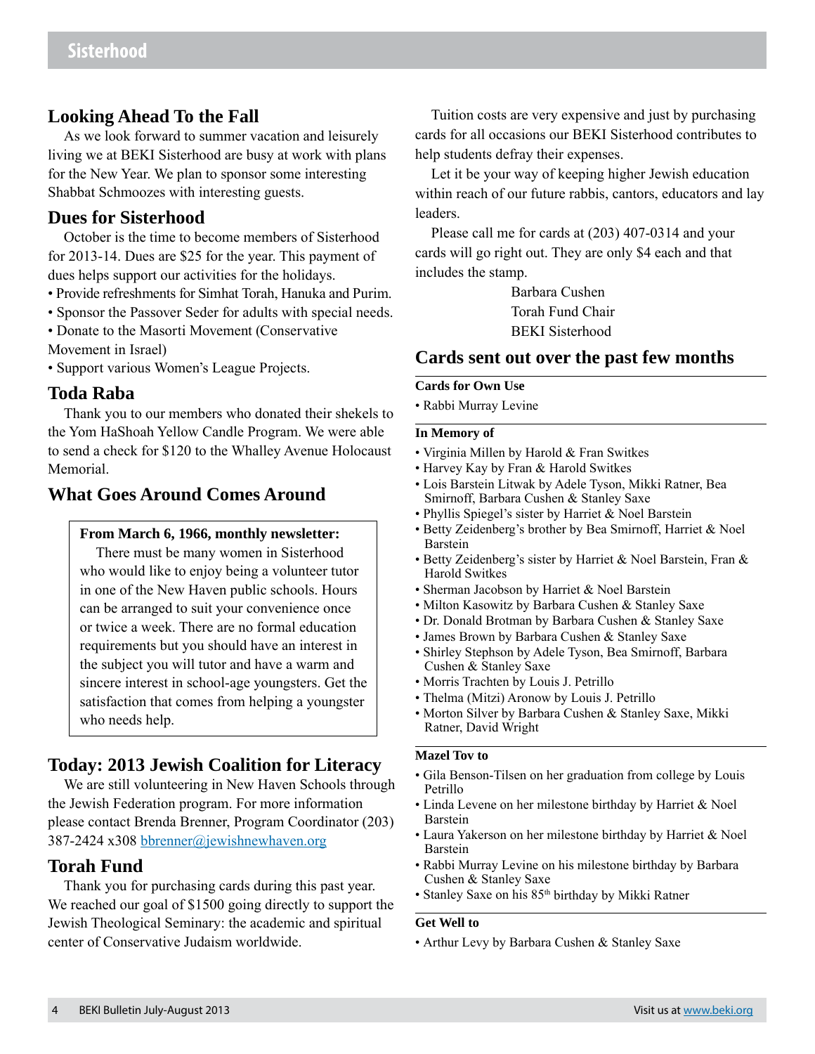# Sisterhood

## Looking Ahead To the Fall

As we look forward to summer vacation and leisurely living we at BEKI Sisterhood are busy at work with plans for the New Year. We plan to sponsor some interesting Shabbat Schmoozes with interesting guests.

## Dues for Sisterhood

October is the time to become members of Sisterhood for 2013-14. Dues are $25 for the year. This payment of dues helps support our activities for the holidays.

- Provide refreshments for Simhat Torah, Hanuka and Purim.
- Sponsor the Passover Seder for adults with special needs.
- Donate to the Masorti Movement (Conservative Movement in Israel)
- Support various Women's League Projects.

## Toda Raba

Thank you to our members who donated their shekels to the Yom HaShoah Yellow Candle Program. We were able to send a check for $120 to the Whalley Avenue Holocaust Memorial.

## What Goes Around Comes Around

**From March 6, 1966, monthly newsletter:**

There must be many women in Sisterhood who would like to enjoy being a volunteer tutor in one of the New Haven public schools. Hours can be arranged to suit your convenience once or twice a week. There are no formal education requirements but you should have an interest in the subject you will tutor and have a warm and sincere interest in school-age youngsters. Get the satisfaction that comes from helping a youngster who needs help.

## Today: 2013 Jewish Coalition for Literacy

We are still volunteering in New Haven Schools through the Jewish Federation program. For more information please contact Brenda Brenner, Program Coordinator (203) 387-2424 x308 bbrenner@jewishnewhaven.org

## Torah Fund

Thank you for purchasing cards during this past year. We reached our goal of $1500 going directly to support the Jewish Theological Seminary: the academic and spiritual center of Conservative Judaism worldwide.

Tuition costs are very expensive and just by purchasing cards for all occasions our BEKI Sisterhood contributes to help students defray their expenses.

Let it be your way of keeping higher Jewish education within reach of our future rabbis, cantors, educators and lay leaders.

Please call me for cards at (203) 407-0314 and your cards will go right out. They are only $4 each and that includes the stamp.

Barbara Cushen
Torah Fund Chair
BEKI Sisterhood

## Cards sent out over the past few months

**Cards for Own Use**

- Rabbi Murray Levine

**In Memory of**

- Virginia Millen by Harold & Fran Switkes
- Harvey Kay by Fran & Harold Switkes
- Lois Barstein Litwak by Adele Tyson, Mikki Ratner, Bea Smirnoff, Barbara Cushen & Stanley Saxe
- Phyllis Spiegel's sister by Harriet & Noel Barstein
- Betty Zeidenberg's brother by Bea Smirnoff, Harriet & Noel Barstein
- Betty Zeidenberg's sister by Harriet & Noel Barstein, Fran & Harold Switkes
- Sherman Jacobson by Harriet & Noel Barstein
- Milton Kasowitz by Barbara Cushen & Stanley Saxe
- Dr. Donald Brotman by Barbara Cushen & Stanley Saxe
- James Brown by Barbara Cushen & Stanley Saxe
- Shirley Stephson by Adele Tyson, Bea Smirnoff, Barbara Cushen & Stanley Saxe
- Morris Trachten by Louis J. Petrillo
- Thelma (Mitzi) Aronow by Louis J. Petrillo
- Morton Silver by Barbara Cushen & Stanley Saxe, Mikki Ratner, David Wright

**Mazel Tov to**

- Gila Benson-Tilsen on her graduation from college by Louis Petrillo
- Linda Levene on her milestone birthday by Harriet & Noel Barstein
- Laura Yakerson on her milestone birthday by Harriet & Noel Barstein
- Rabbi Murray Levine on his milestone birthday by Barbara Cushen & Stanley Saxe
- Stanley Saxe on his 85th birthday by Mikki Ratner

**Get Well to**

- Arthur Levy by Barbara Cushen & Stanley Saxe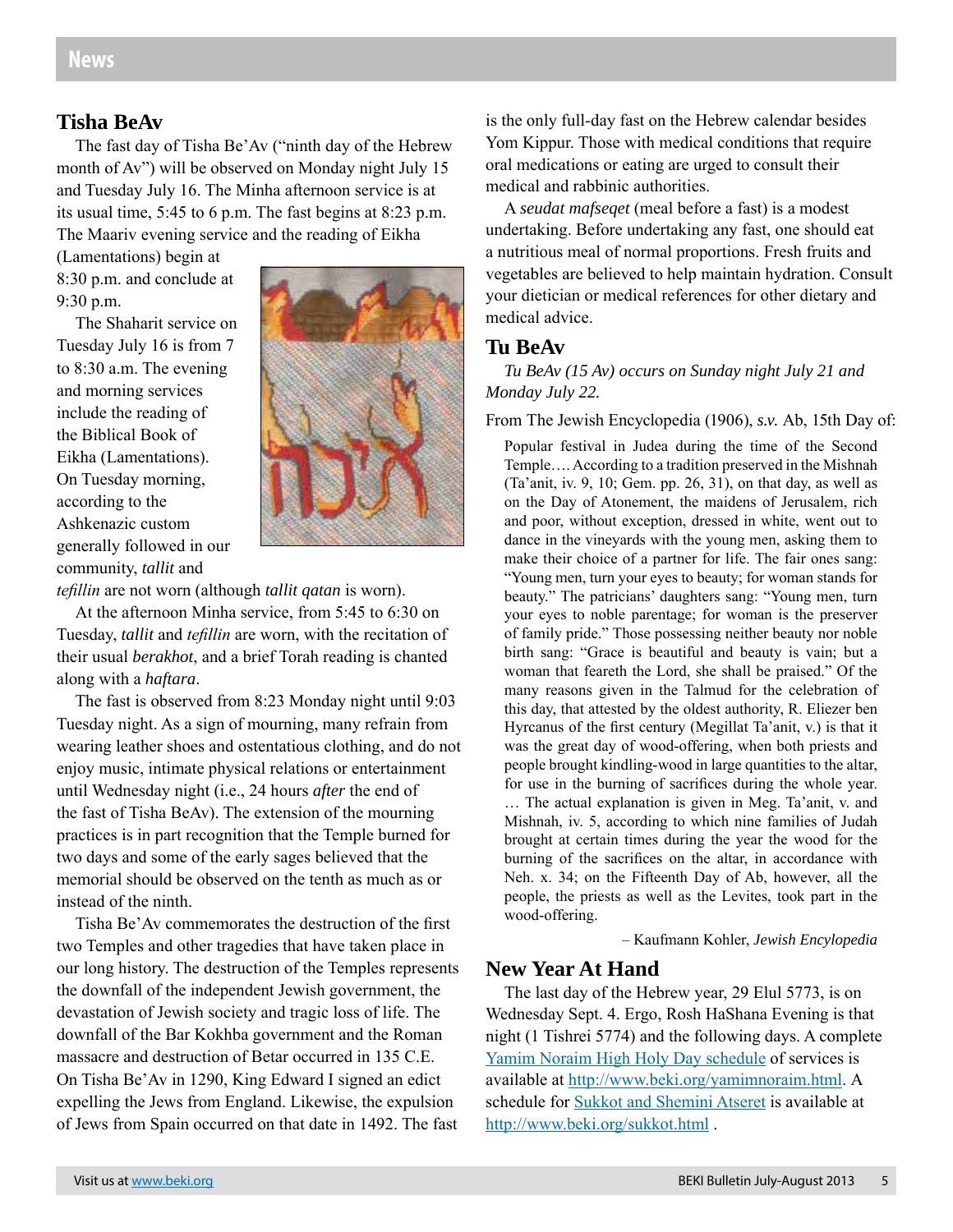## News

### Tisha BeAv

The fast day of Tisha Be'Av ("ninth day of the Hebrew month of Av") will be observed on Monday night July 15 and Tuesday July 16. The Minha afternoon service is at its usual time, 5:45 to 6 p.m. The fast begins at 8:23 p.m. The Maariv evening service and the reading of Eikha (Lamentations) begin at 8:30 p.m. and conclude at 9:30 p.m.

The Shaharit service on Tuesday July 16 is from 7 to 8:30 a.m. The evening and morning services include the reading of the Biblical Book of Eikha (Lamentations). On Tuesday morning, according to the Ashkenazic custom generally followed in our community, *tallit* and *tefillin* are not worn (although *tallit qatan* is worn).

At the afternoon Minha service, from 5:45 to 6:30 on Tuesday, *tallit* and *tefillin* are worn, with the recitation of their usual *berakhot*, and a brief Torah reading is chanted along with a *haftara*.

The fast is observed from 8:23 Monday night until 9:03 Tuesday night. As a sign of mourning, many refrain from wearing leather shoes and ostentatious clothing, and do not enjoy music, intimate physical relations or entertainment until Wednesday night (i.e., 24 hours *after* the end of the fast of Tisha BeAv). The extension of the mourning practices is in part recognition that the Temple burned for two days and some of the early sages believed that the memorial should be observed on the tenth as much as or instead of the ninth.

Tisha Be'Av commemorates the destruction of the first two Temples and other tragedies that have taken place in our long history. The destruction of the Temples represents the downfall of the independent Jewish government, the devastation of Jewish society and tragic loss of life. The downfall of the Bar Kokhba government and the Roman massacre and destruction of Betar occurred in 135 C.E. On Tisha Be'Av in 1290, King Edward I signed an edict expelling the Jews from England. Likewise, the expulsion of Jews from Spain occurred on that date in 1492. The fast is the only full-day fast on the Hebrew calendar besides Yom Kippur. Those with medical conditions that require oral medications or eating are urged to consult their medical and rabbinic authorities.

A *seudat mafseqet* (meal before a fast) is a modest undertaking. Before undertaking any fast, one should eat a nutritious meal of normal proportions. Fresh fruits and vegetables are believed to help maintain hydration. Consult your dietician or medical references for other dietary and medical advice.

### Tu BeAv

*Tu BeAv (15 Av) occurs on Sunday night July 21 and Monday July 22.*

From The Jewish Encyclopedia (1906), *s.v.* Ab, 15th Day of:

> Popular festival in Judea during the time of the Second Temple…. According to a tradition preserved in the Mishnah (Ta'anit, iv. 9, 10; Gem. pp. 26, 31), on that day, as well as on the Day of Atonement, the maidens of Jerusalem, rich and poor, without exception, dressed in white, went out to dance in the vineyards with the young men, asking them to make their choice of a partner for life. The fair ones sang: "Young men, turn your eyes to beauty; for woman stands for beauty." The patricians' daughters sang: "Young men, turn your eyes to noble parentage; for woman is the preserver of family pride." Those possessing neither beauty nor noble birth sang: "Grace is beautiful and beauty is vain; but a woman that feareth the Lord, she shall be praised." Of the many reasons given in the Talmud for the celebration of this day, that attested by the oldest authority, R. Eliezer ben Hyrcanus of the first century (Megillat Ta'anit, v.) is that it was the great day of wood-offering, when both priests and people brought kindling-wood in large quantities to the altar, for use in the burning of sacrifices during the whole year. … The actual explanation is given in Meg. Ta'anit, v. and Mishnah, iv. 5, according to which nine families of Judah brought at certain times during the year the wood for the burning of the sacrifices on the altar, in accordance with Neh. x. 34; on the Fifteenth Day of Ab, however, all the people, the priests as well as the Levites, took part in the wood-offering.
>
> – Kaufmann Kohler, *Jewish Encyclopedia*

### New Year At Hand

The last day of the Hebrew year, 29 Elul 5773, is on Wednesday Sept. 4. Ergo, Rosh HaShana Evening is that night (1 Tishrei 5774) and the following days. A complete [Yamim Noraim High Holy Day schedule](http://www.beki.org/yamimnoraim.html) of services is available at http://www.beki.org/yamimnoraim.html. A schedule for [Sukkot and Shemini Atseret](http://www.beki.org/sukkot.html) is available at http://www.beki.org/sukkot.html .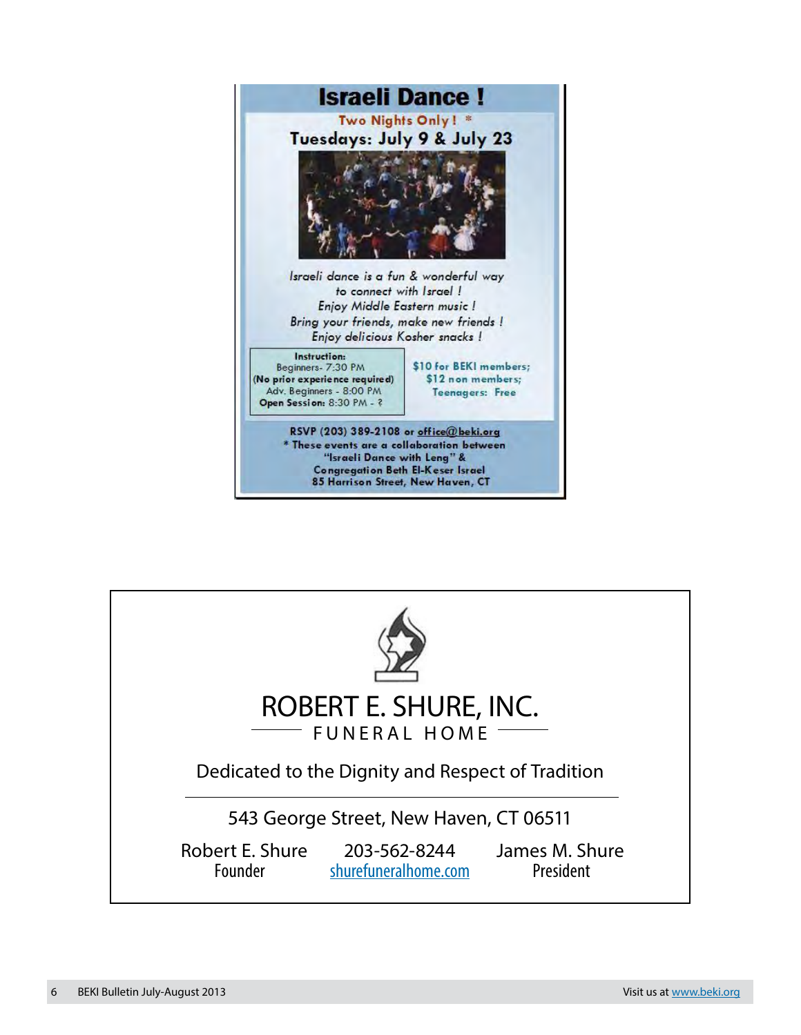# Israeli Dance !

**Two Nights Only ! \***

## Tuesdays: July 9 & July 23

*Israeli dance is a fun & wonderful way to connect with Israel !*
*Enjoy Middle Eastern music !*
*Bring your friends, make new friends !*
*Enjoy delicious Kosher snacks !*

**Instruction:**
Beginners- 7:30 PM
**(No prior experience required)**
Adv. Beginners - 8:00 PM
**Open Session:** 8:30 PM - ?

**$10 for BEKI members;**
**$12 non members;**
**Teenagers: Free**

**RSVP (203) 389-2108 or office@beki.org**
**\* These events are a collaboration between "Israeli Dance with Leng" & Congregation Beth El-Keser Israel**
**85 Harrison Street, New Haven, CT**

---

# ROBERT E. SHURE, INC.

## FUNERAL HOME

Dedicated to the Dignity and Respect of Tradition

543 George Street, New Haven, CT 06511

Robert E. Shure
Founder

203-562-8244
shurefuneralhome.com

James M. Shure
President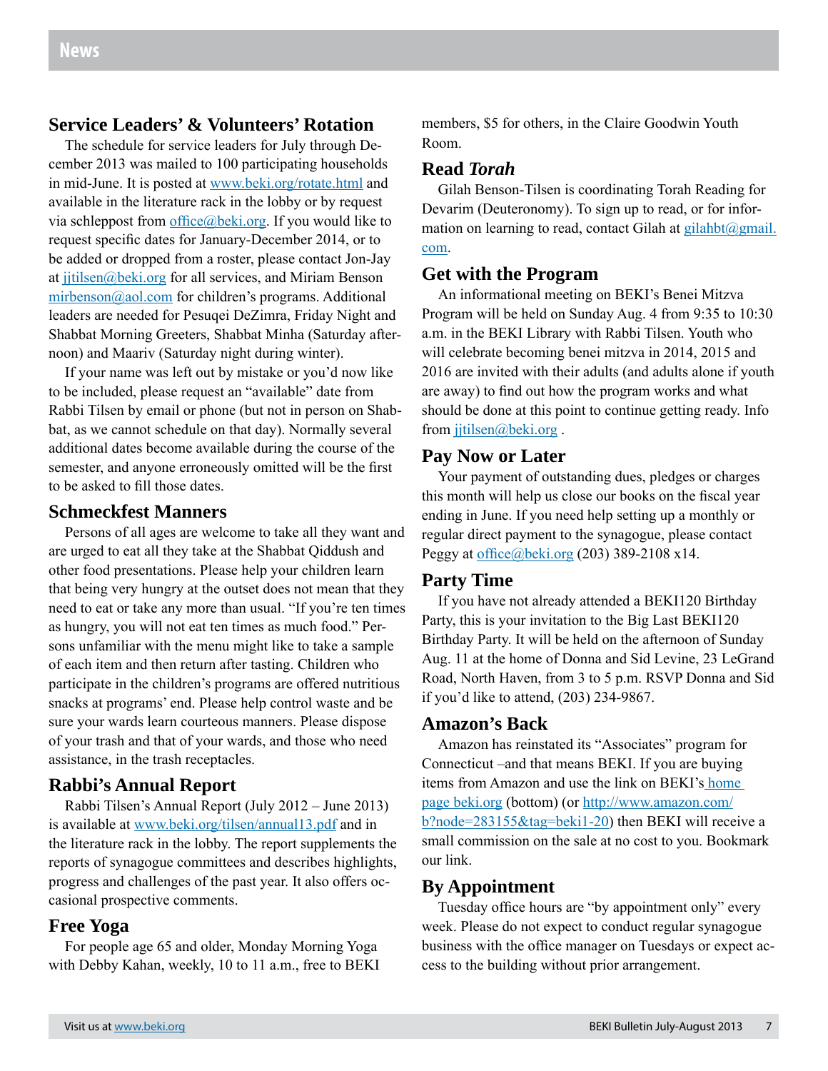# News

## Service Leaders' & Volunteers' Rotation

The schedule for service leaders for July through December 2013 was mailed to 100 participating households in mid-June. It is posted at www.beki.org/rotate.html and available in the literature rack in the lobby or by request via schleppost from office@beki.org. If you would like to request specific dates for January-December 2014, or to be added or dropped from a roster, please contact Jon-Jay at jjtilsen@beki.org for all services, and Miriam Benson mirbenson@aol.com for children's programs. Additional leaders are needed for Pesuqei DeZimra, Friday Night and Shabbat Morning Greeters, Shabbat Minha (Saturday afternoon) and Maariv (Saturday night during winter).

If your name was left out by mistake or you'd now like to be included, please request an "available" date from Rabbi Tilsen by email or phone (but not in person on Shabbat, as we cannot schedule on that day). Normally several additional dates become available during the course of the semester, and anyone erroneously omitted will be the first to be asked to fill those dates.

## Schmeckfest Manners

Persons of all ages are welcome to take all they want and are urged to eat all they take at the Shabbat Qiddush and other food presentations. Please help your children learn that being very hungry at the outset does not mean that they need to eat or take any more than usual. "If you're ten times as hungry, you will not eat ten times as much food." Persons unfamiliar with the menu might like to take a sample of each item and then return after tasting. Children who participate in the children's programs are offered nutritious snacks at programs' end. Please help control waste and be sure your wards learn courteous manners. Please dispose of your trash and that of your wards, and those who need assistance, in the trash receptacles.

## Rabbi's Annual Report

Rabbi Tilsen's Annual Report (July 2012 – June 2013) is available at www.beki.org/tilsen/annual13.pdf and in the literature rack in the lobby. The report supplements the reports of synagogue committees and describes highlights, progress and challenges of the past year. It also offers occasional prospective comments.

## Free Yoga

For people age 65 and older, Monday Morning Yoga with Debby Kahan, weekly, 10 to 11 a.m., free to BEKI members, $5 for others, in the Claire Goodwin Youth Room.

## Read *Torah*

Gilah Benson-Tilsen is coordinating Torah Reading for Devarim (Deuteronomy). To sign up to read, or for information on learning to read, contact Gilah at gilahbt@gmail.com.

## Get with the Program

An informational meeting on BEKI's Benei Mitzva Program will be held on Sunday Aug. 4 from 9:35 to 10:30 a.m. in the BEKI Library with Rabbi Tilsen. Youth who will celebrate becoming benei mitzva in 2014, 2015 and 2016 are invited with their adults (and adults alone if youth are away) to find out how the program works and what should be done at this point to continue getting ready. Info from jjtilsen@beki.org .

## Pay Now or Later

Your payment of outstanding dues, pledges or charges this month will help us close our books on the fiscal year ending in June. If you need help setting up a monthly or regular direct payment to the synagogue, please contact Peggy at office@beki.org (203) 389-2108 x14.

## Party Time

If you have not already attended a BEKI120 Birthday Party, this is your invitation to the Big Last BEKI120 Birthday Party. It will be held on the afternoon of Sunday Aug. 11 at the home of Donna and Sid Levine, 23 LeGrand Road, North Haven, from 3 to 5 p.m. RSVP Donna and Sid if you'd like to attend, (203) 234-9867.

## Amazon's Back

Amazon has reinstated its "Associates" program for Connecticut –and that means BEKI. If you are buying items from Amazon and use the link on BEKI's home page beki.org (bottom) (or http://www.amazon.com/b?node=283155&tag=beki1-20) then BEKI will receive a small commission on the sale at no cost to you. Bookmark our link.

## By Appointment

Tuesday office hours are "by appointment only" every week. Please do not expect to conduct regular synagogue business with the office manager on Tuesdays or expect access to the building without prior arrangement.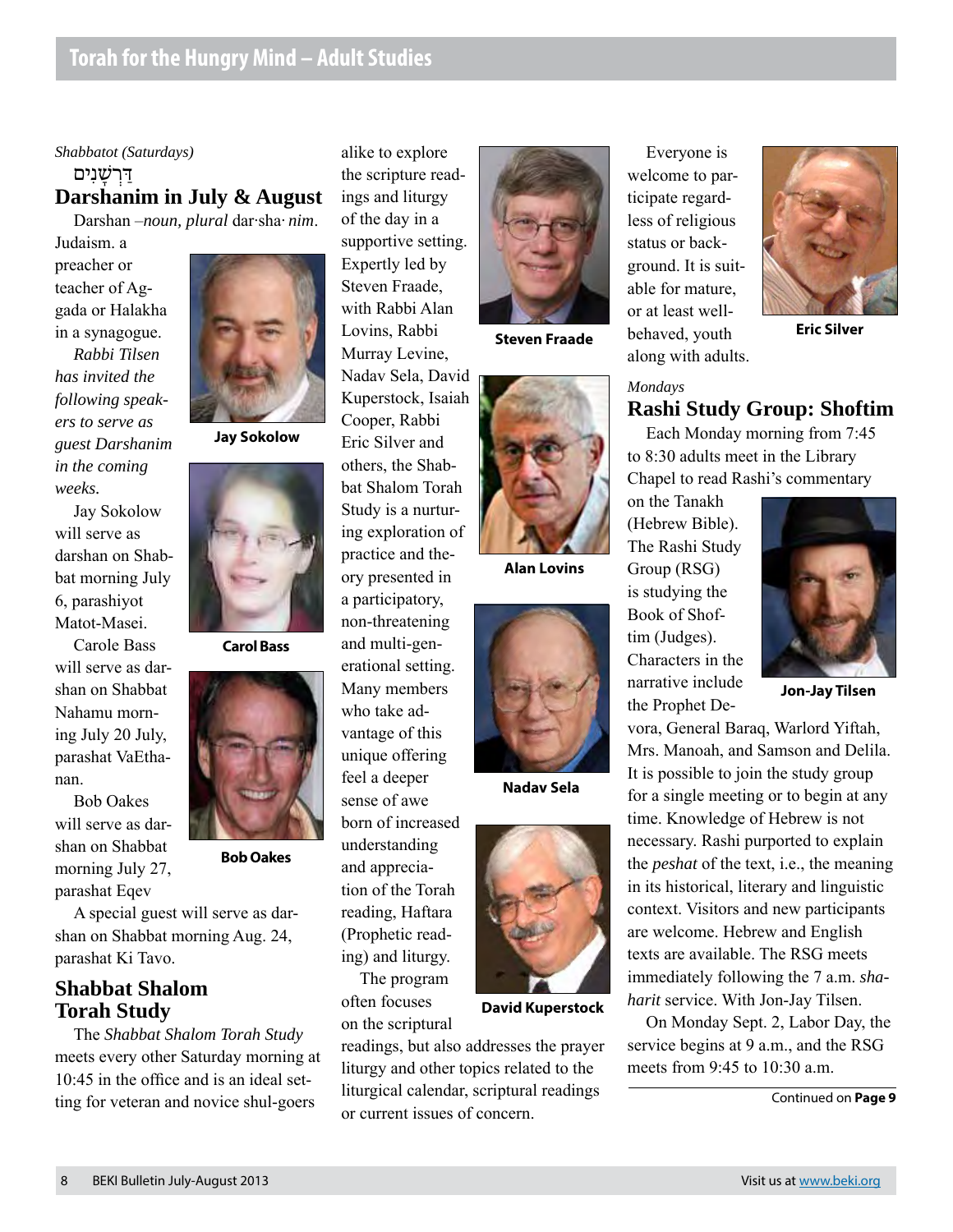## Torah for the Hungry Mind – Adult Studies

*Shabbatot (Saturdays)*

דַּרְשָׁנִים

### Darshanim in July & August

Darshan –*noun, plural* dar·sha· *nim*. Judaism. a preacher or teacher of Aggada or Halakha in a synagogue.

*Rabbi Tilsen has invited the following speakers to serve as guest Darshanim in the coming weeks.*

Jay Sokolow will serve as darshan on Shabbat morning July 6, parashiyot Matot-Masei.

Carole Bass will serve as darshan on Shabbat Nahamu morning July 20 July, parashat VaEthanan.

Bob Oakes will serve as darshan on Shabbat morning July 27, parashat Eqev

A special guest will serve as darshan on Shabbat morning Aug. 24, parashat Ki Tavo.

**Jay Sokolow**

**Carol Bass**

**Bob Oakes**

### Shabbat Shalom Torah Study

The *Shabbat Shalom Torah Study* meets every other Saturday morning at 10:45 in the office and is an ideal setting for veteran and novice shul-goers alike to explore the scripture readings and liturgy of the day in a supportive setting. Expertly led by Steven Fraade, with Rabbi Alan Lovins, Rabbi Murray Levine, Nadav Sela, David Kuperstock, Isaiah Cooper, Rabbi Eric Silver and others, the Shabbat Shalom Torah Study is a nurturing exploration of practice and theory presented in a participatory, non-threatening and multi-generational setting. Many members who take advantage of this unique offering feel a deeper sense of awe born of increased understanding and appreciation of the Torah reading, Haftara (Prophetic reading) and liturgy.

The program often focuses on the scriptural readings, but also addresses the prayer liturgy and other topics related to the liturgical calendar, scriptural readings or current issues of concern.

**Steven Fraade**

**Alan Lovins**

**Nadav Sela**

**David Kuperstock**

Everyone is welcome to participate regardless of religious status or background. It is suitable for mature, or at least well-behaved, youth along with adults.

**Eric Silver**

*Mondays*

### Rashi Study Group: Shoftim

Each Monday morning from 7:45 to 8:30 adults meet in the Library Chapel to read Rashi's commentary on the Tanakh (Hebrew Bible). The Rashi Study Group (RSG) is studying the Book of Shoftim (Judges). Characters in the narrative include the Prophet Devora, General Baraq, Warlord Yiftah, Mrs. Manoah, and Samson and Delila. It is possible to join the study group for a single meeting or to begin at any time. Knowledge of Hebrew is not necessary. Rashi purported to explain the *peshat* of the text, i.e., the meaning in its historical, literary and linguistic context. Visitors and new participants are welcome. Hebrew and English texts are available. The RSG meets immediately following the 7 a.m. *shaharit* service. With Jon-Jay Tilsen.

**Jon-Jay Tilsen**

On Monday Sept. 2, Labor Day, the service begins at 9 a.m., and the RSG meets from 9:45 to 10:30 a.m.

Continued on **Page 9**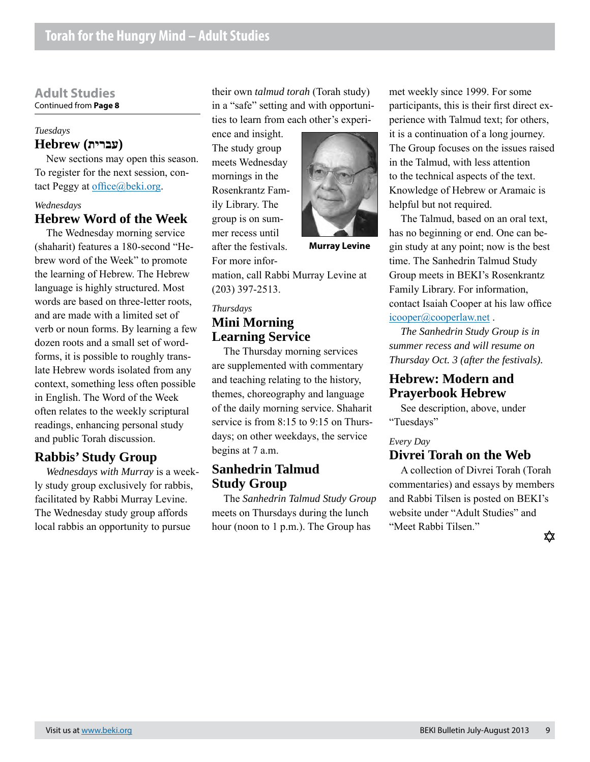## Adult Studies

Continued from **Page 8**

*Tuesdays*

### Hebrew (עברית)

New sections may open this season. To register for the next session, contact Peggy at office@beki.org.

*Wednesdays*

### Hebrew Word of the Week

The Wednesday morning service (shaharit) features a 180-second "Hebrew word of the Week" to promote the learning of Hebrew. The Hebrew language is highly structured. Most words are based on three-letter roots, and are made with a limited set of verb or noun forms. By learning a few dozen roots and a small set of word-forms, it is possible to roughly translate Hebrew words isolated from any context, something less often possible in English. The Word of the Week often relates to the weekly scriptural readings, enhancing personal study and public Torah discussion.

### Rabbis' Study Group

*Wednesdays with Murray* is a weekly study group exclusively for rabbis, facilitated by Rabbi Murray Levine. The Wednesday study group affords local rabbis an opportunity to pursue their own *talmud torah* (Torah study) in a "safe" setting and with opportunities to learn from each other's experience and insight. The study group meets Wednesday mornings in the Rosenkrantz Family Library. The group is on summer recess until after the festivals. For more information, call Rabbi Murray Levine at (203) 397-2513.

**Murray Levine**

*Thursdays*

### Mini Morning Learning Service

The Thursday morning services are supplemented with commentary and teaching relating to the history, themes, choreography and language of the daily morning service. Shaharit service is from 8:15 to 9:15 on Thursdays; on other weekdays, the service begins at 7 a.m.

### Sanhedrin Talmud Study Group

The *Sanhedrin Talmud Study Group* meets on Thursdays during the lunch hour (noon to 1 p.m.). The Group has met weekly since 1999. For some participants, this is their first direct experience with Talmud text; for others, it is a continuation of a long journey. The Group focuses on the issues raised in the Talmud, with less attention to the technical aspects of the text. Knowledge of Hebrew or Aramaic is helpful but not required.

The Talmud, based on an oral text, has no beginning or end. One can begin study at any point; now is the best time. The Sanhedrin Talmud Study Group meets in BEKI's Rosenkrantz Family Library. For information, contact Isaiah Cooper at his law office icooper@cooperlaw.net .

*The Sanhedrin Study Group is in summer recess and will resume on Thursday Oct. 3 (after the festivals).*

### Hebrew: Modern and Prayerbook Hebrew

See description, above, under "Tuesdays"

*Every Day*

### Divrei Torah on the Web

A collection of Divrei Torah (Torah commentaries) and essays by members and Rabbi Tilsen is posted on BEKI's website under "Adult Studies" and "Meet Rabbi Tilsen."

✡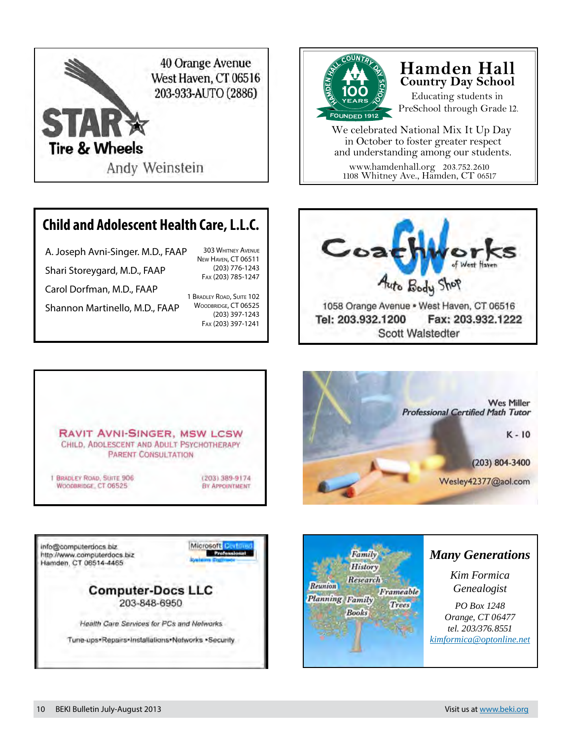**STAR Tire & Wheels**

40 Orange Avenue
West Haven, CT 06516
203-933-AUTO (2886)

Andy Weinstein

---

**Hamden Hall Country Day School**

Hamden Hall Country Day School — 100 Years — Founded 1912

Educating students in PreSchool through Grade 12.

We celebrated National Mix It Up Day in October to foster greater respect and understanding among our students.

www.hamdenhall.org 203.752.2610
1108 Whitney Ave., Hamden, CT 06517

---

## Child and Adolescent Health Care, L.L.C.

A. Joseph Avni-Singer. M.D., FAAP
Shari Storeygard, M.D., FAAP
Carol Dorfman, M.D., FAAP
Shannon Martinello, M.D., FAAP

303 Whitney Avenue
New Haven, CT 06511
(203) 776-1243
Fax (203) 785-1247

1 Bradley Road, Suite 102
Woodbridge, CT 06525
(203) 397-1243
Fax (203) 397-1241

---

**CoachWorks of West Haven**
Auto Body Shop

1058 Orange Avenue • West Haven, CT 06516
Tel: 203.932.1200 Fax: 203.932.1222
Scott Walstedter

---

**Ravit Avni-Singer, MSW LCSW**
Child, Adolescent and Adult Psychotherapy
Parent Consultation

1 Bradley Road, Suite 906
Woodbridge, CT 06525

(203) 389-9174
By Appointment

---

Wes Miller
*Professional Certified Math Tutor*

K - 10

(203) 804-3400
Wesley42377@aol.com

---

info@computerdocs.biz
http://www.computerdocs.biz
Hamden, CT 06514-4465

Microsoft Certified Professional Systems Engineer

**Computer-Docs LLC**
203-848-6950

*Health Care Services for PCs and Networks*

Tune-ups•Repairs•Installations•Networks •Security

---

Family History Research, Reunion Planning, Family Books, Frameable Trees

***Many Generations***

*Kim Formica*
*Genealogist*

*PO Box 1248*
*Orange, CT 06477*
*tel. 203/376.8551*
*kimformica@optonline.net*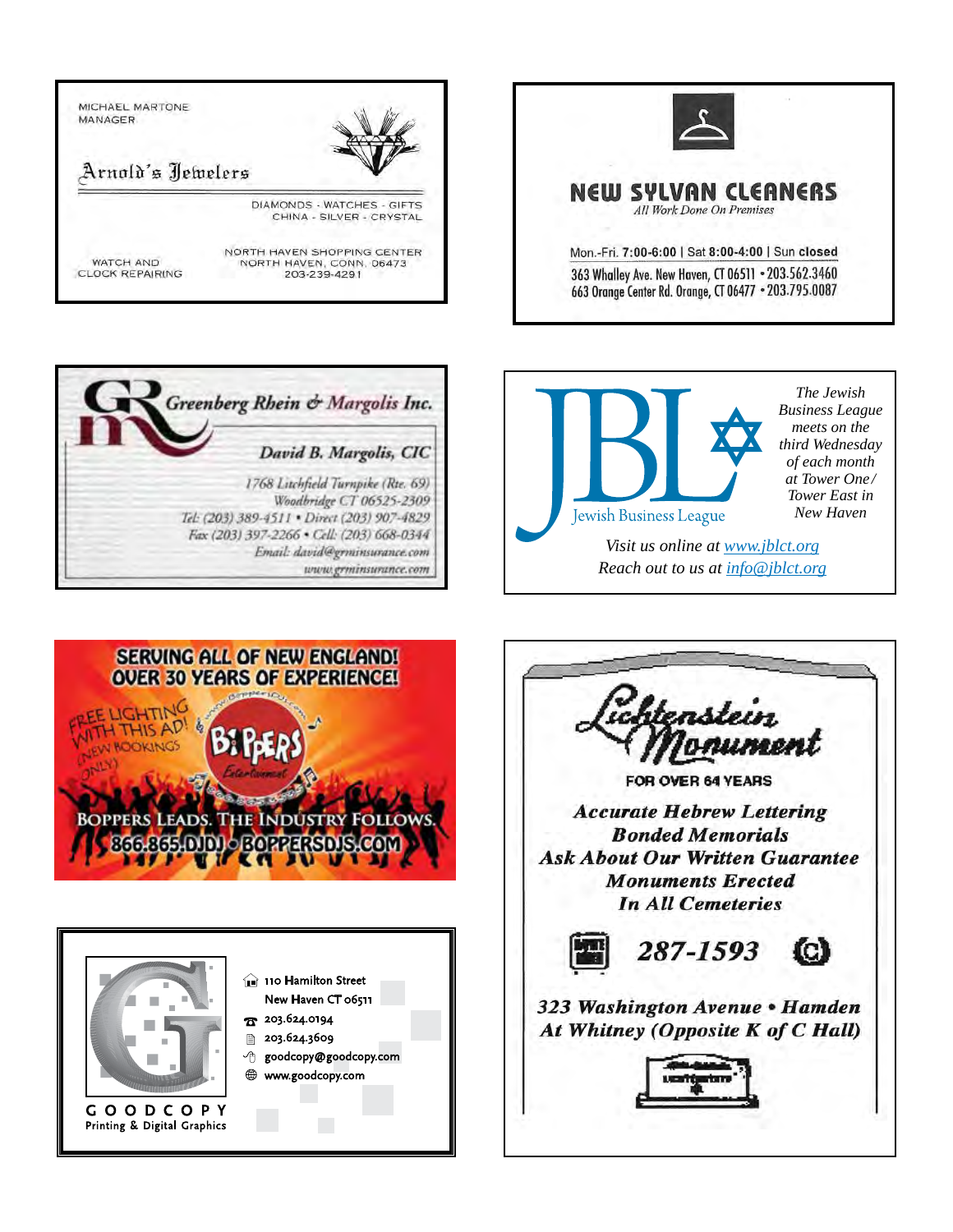MICHAEL MARTONE
MANAGER

**Arnold's Jewelers**

DIAMONDS - WATCHES - GIFTS
CHINA - SILVER - CRYSTAL

WATCH AND
CLOCK REPAIRING

NORTH HAVEN SHOPPING CENTER
NORTH HAVEN, CONN. 06473
203-239-4291

---

**NEW SYLVAN CLEANERS**

*All Work Done On Premises*

Mon.-Fri. **7:00-6:00** | Sat **8:00-4:00** | Sun **closed**

363 Whalley Ave. New Haven, CT 06511 • 203.562.3460
663 Orange Center Rd. Orange, CT 06477 • 203.795.0087

---

**Greenberg Rhein & Margolis Inc.**

**David B. Margolis, CIC**

1768 Litchfield Turnpike (Rte. 69)
Woodbridge CT 06525-2309
Tel: (203) 389-4511 • Direct (203) 907-4829
Fax (203) 397-2266 • Cell: (203) 668-0344
Email: david@grminsurance.com
www.grminsurance.com

---

**JBL**
Jewish Business League

*The Jewish Business League meets on the third Wednesday of each month at Tower One/ Tower East in New Haven*

*Visit us online at www.jblct.org*
*Reach out to us at info@jblct.org*

---

**SERVING ALL OF NEW ENGLAND!**
**OVER 30 YEARS OF EXPERIENCE!**

FREE LIGHTING WITH THIS AD! (NEW BOOKINGS ONLY)

www.BoppersDJs.com

**BOPPERS** Entertainment

BOPPERS LEADS. THE INDUSTRY FOLLOWS.
866.865.DJDJ • BOPPERSDJS.COM

---

**Lichtenstein Monument**

FOR OVER 64 YEARS

***Accurate Hebrew Lettering***
***Bonded Memorials***
***Ask About Our Written Guarantee***
***Monuments Erected***
***In All Cemeteries***

***287-1593***

***323 Washington Avenue • Hamden***
***At Whitney (Opposite K of C Hall)***

---

110 Hamilton Street
New Haven CT 06511
203.624.0194
203.624.3609
goodcopy@goodcopy.com
www.goodcopy.com

**GOODCOPY**
Printing & Digital Graphics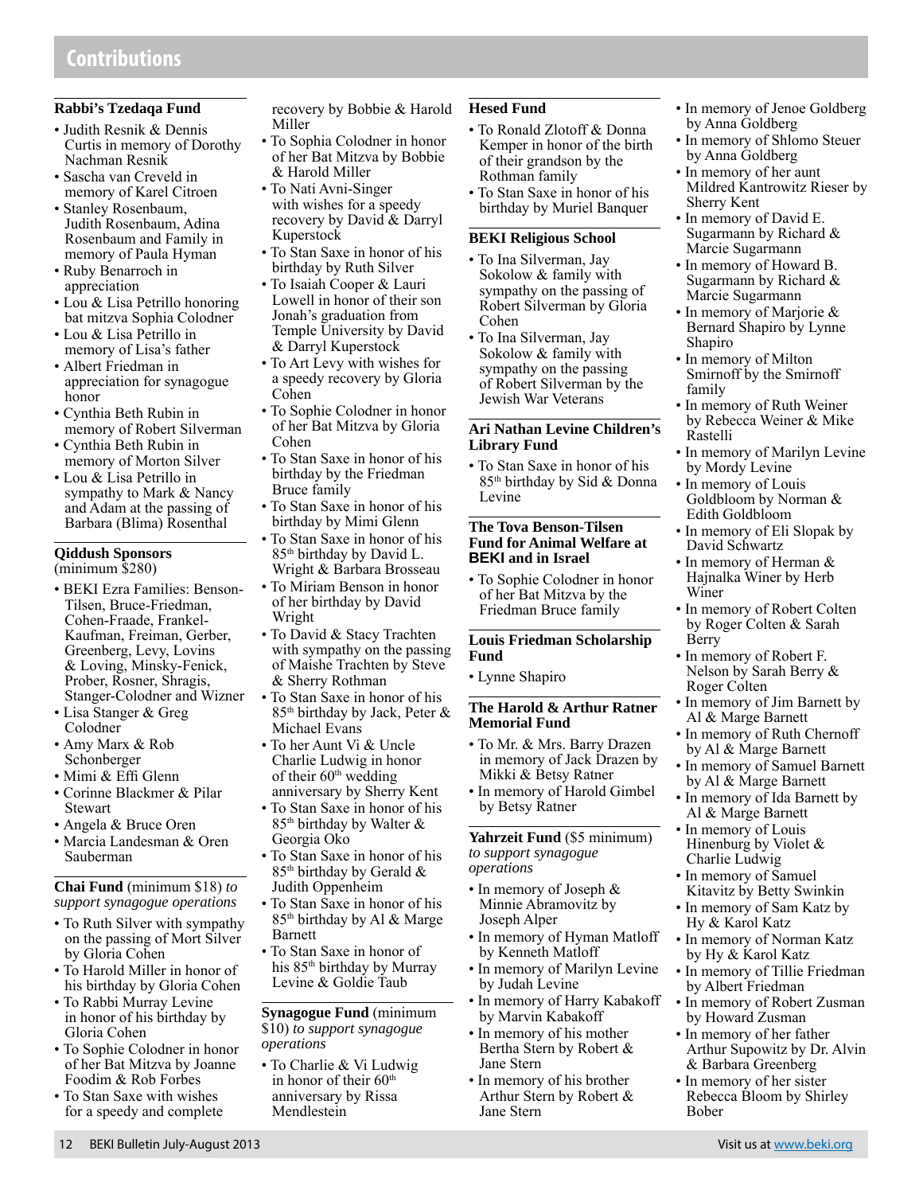# Contributions

### Rabbi's Tzedaqa Fund

- Judith Resnik & Dennis Curtis in memory of Dorothy Nachman Resnik
- Sascha van Creveld in memory of Karel Citroen
- Stanley Rosenbaum, Judith Rosenbaum, Adina Rosenbaum and Family in memory of Paula Hyman
- Ruby Benarroch in appreciation
- Lou & Lisa Petrillo honoring bat mitzva Sophia Colodner
- Lou & Lisa Petrillo in memory of Lisa's father
- Albert Friedman in appreciation for synagogue honor
- Cynthia Beth Rubin in memory of Robert Silverman
- Cynthia Beth Rubin in memory of Morton Silver
- Lou & Lisa Petrillo in sympathy to Mark & Nancy and Adam at the passing of Barbara (Blima) Rosenthal

### Qiddush Sponsors
(minimum $280)

- BEKI Ezra Families: Benson-Tilsen, Bruce-Friedman, Cohen-Fraade, Frankel-Kaufman, Freiman, Gerber, Greenberg, Levy, Lovins & Loving, Minsky-Fenick, Prober, Rosner, Shragis, Stanger-Colodner and Wizner
- Lisa Stanger & Greg Colodner
- Amy Marx & Rob Schonberger
- Mimi & Effi Glenn
- Corinne Blackmer & Pilar Stewart
- Angela & Bruce Oren
- Marcia Landesman & Oren Sauberman

### Chai Fund
(minimum $18) *to support synagogue operations*

- To Ruth Silver with sympathy on the passing of Mort Silver by Gloria Cohen
- To Harold Miller in honor of his birthday by Gloria Cohen
- To Rabbi Murray Levine in honor of his birthday by Gloria Cohen
- To Sophie Colodner in honor of her Bat Mitzva by Joanne Foodim & Rob Forbes
- To Stan Saxe with wishes for a speedy and complete recovery by Bobbie & Harold Miller
- To Sophia Colodner in honor of her Bat Mitzva by Bobbie & Harold Miller
- To Nati Avni-Singer with wishes for a speedy recovery by David & Darryl Kuperstock
- To Stan Saxe in honor of his birthday by Ruth Silver
- To Isaiah Cooper & Lauri Lowell in honor of their son Jonah's graduation from Temple University by David & Darryl Kuperstock
- To Art Levy with wishes for a speedy recovery by Gloria Cohen
- To Sophie Colodner in honor of her Bat Mitzva by Gloria Cohen
- To Stan Saxe in honor of his birthday by the Friedman Bruce family
- To Stan Saxe in honor of his birthday by Mimi Glenn
- To Stan Saxe in honor of his 85th birthday by David L. Wright & Barbara Brosseau
- To Miriam Benson in honor of her birthday by David Wright
- To David & Stacy Trachten with sympathy on the passing of Maishe Trachten by Steve & Sherry Rothman
- To Stan Saxe in honor of his 85th birthday by Jack, Peter & Michael Evans
- To her Aunt Vi & Uncle Charlie Ludwig in honor of their 60th wedding anniversary by Sherry Kent
- To Stan Saxe in honor of his 85th birthday by Walter & Georgia Oko
- To Stan Saxe in honor of his 85th birthday by Gerald & Judith Oppenheim
- To Stan Saxe in honor of his 85th birthday by Al & Marge Barnett
- To Stan Saxe in honor of his 85th birthday by Murray Levine & Goldie Taub

### Synagogue Fund
(minimum $10) *to support synagogue operations*

- To Charlie & Vi Ludwig in honor of their 60th anniversary by Rissa Mendlestein

### Hesed Fund

- To Ronald Zlotoff & Donna Kemper in honor of the birth of their grandson by the Rothman family
- To Stan Saxe in honor of his birthday by Muriel Banquer

### BEKI Religious School

- To Ina Silverman, Jay Sokolow & family with sympathy on the passing of Robert Silverman by Gloria Cohen
- To Ina Silverman, Jay Sokolow & family with sympathy on the passing of Robert Silverman by the Jewish War Veterans

### Ari Nathan Levine Children's Library Fund

- To Stan Saxe in honor of his 85th birthday by Sid & Donna Levine

### The Tova Benson-Tilsen Fund for Animal Welfare at BEKI and in Israel

- To Sophie Colodner in honor of her Bat Mitzva by the Friedman Bruce family

### Louis Friedman Scholarship Fund

- Lynne Shapiro

### The Harold & Arthur Ratner Memorial Fund

- To Mr. & Mrs. Barry Drazen in memory of Jack Drazen by Mikki & Betsy Ratner
- In memory of Harold Gimbel by Betsy Ratner

### Yahrzeit Fund
($5 minimum) *to support synagogue operations*

- In memory of Joseph & Minnie Abramovitz by Joseph Alper
- In memory of Hyman Matloff by Kenneth Matloff
- In memory of Marilyn Levine by Judah Levine
- In memory of Harry Kabakoff by Marvin Kabakoff
- In memory of his mother Bertha Stern by Robert & Jane Stern
- In memory of his brother Arthur Stern by Robert & Jane Stern
- In memory of Jenoe Goldberg by Anna Goldberg
- In memory of Shlomo Steuer by Anna Goldberg
- In memory of her aunt Mildred Kantrowitz Rieser by Sherry Kent
- In memory of David E. Sugarmann by Richard & Marcie Sugarmann
- In memory of Howard B. Sugarmann by Richard & Marcie Sugarmann
- In memory of Marjorie & Bernard Shapiro by Lynne Shapiro
- In memory of Milton Smirnoff by the Smirnoff family
- In memory of Ruth Weiner by Rebecca Weiner & Mike Rastelli
- In memory of Marilyn Levine by Mordy Levine
- In memory of Louis Goldbloom by Norman & Edith Goldbloom
- In memory of Eli Slopak by David Schwartz
- In memory of Herman & Hajnalka Winer by Herb Winer
- In memory of Robert Colten by Roger Colten & Sarah Berry
- In memory of Robert F. Nelson by Sarah Berry & Roger Colten
- In memory of Jim Barnett by Al & Marge Barnett
- In memory of Ruth Chernoff by Al & Marge Barnett
- In memory of Samuel Barnett by Al & Marge Barnett
- In memory of Ida Barnett by Al & Marge Barnett
- In memory of Louis Hinenburg by Violet & Charlie Ludwig
- In memory of Samuel Kitavitz by Betty Swinkin
- In memory of Sam Katz by Hy & Karol Katz
- In memory of Norman Katz by Hy & Karol Katz
- In memory of Tillie Friedman by Albert Friedman
- In memory of Robert Zusman by Howard Zusman
- In memory of her father Arthur Supowitz by Dr. Alvin & Barbara Greenberg
- In memory of her sister Rebecca Bloom by Shirley Bober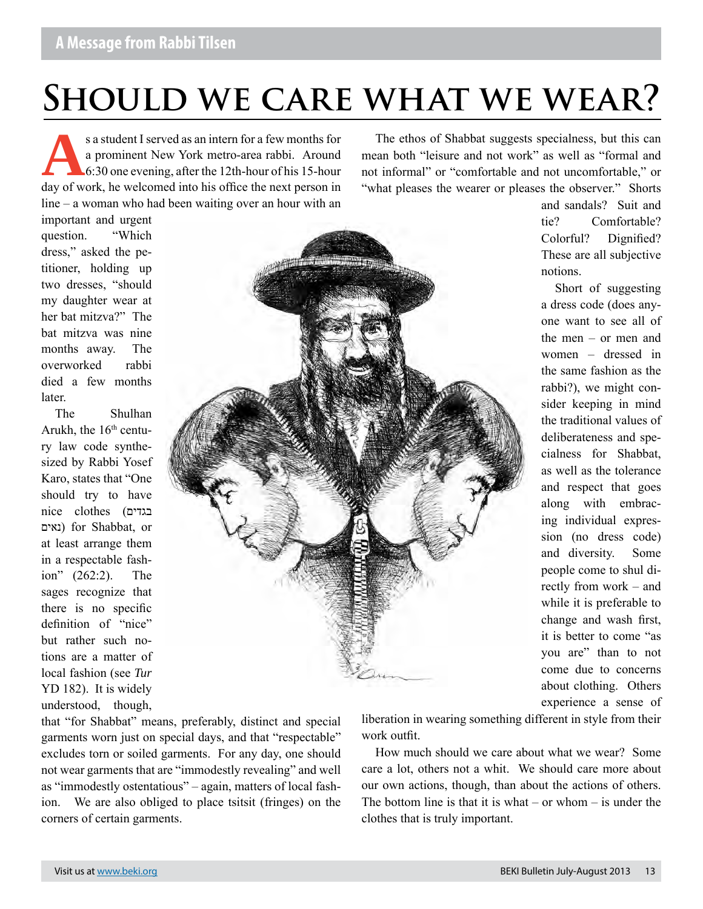A Message from Rabbi Tilsen

# Should we care what we wear?

As a student I served as an intern for a few months for a prominent New York metro-area rabbi. Around 6:30 one evening, after the 12th-hour of his 15-hour day of work, he welcomed into his office the next person in line – a woman who had been waiting over an hour with an important and urgent question. "Which dress," asked the petitioner, holding up two dresses, "should my daughter wear at her bat mitzva?" The bat mitzva was nine months away. The overworked rabbi died a few months later.

The Shulhan Arukh, the 16th century law code synthesized by Rabbi Yosef Karo, states that "One should try to have nice clothes (בגדים נאים) for Shabbat, or at least arrange them in a respectable fashion" (262:2). The sages recognize that there is no specific definition of "nice" but rather such notions are a matter of local fashion (see *Tur* YD 182). It is widely understood, though, that "for Shabbat" means, preferably, distinct and special garments worn just on special days, and that "respectable" excludes torn or soiled garments. For any day, one should not wear garments that are "immodestly revealing" and well as "immodestly ostentatious" – again, matters of local fashion. We are also obliged to place tsitsit (fringes) on the corners of certain garments.

The ethos of Shabbat suggests specialness, but this can mean both "leisure and not work" as well as "formal and not informal" or "comfortable and not uncomfortable," or "what pleases the wearer or pleases the observer." Shorts and sandals? Suit and tie? Comfortable? Colorful? Dignified? These are all subjective notions.

Short of suggesting a dress code (does anyone want to see all of the men – or men and women – dressed in the same fashion as the rabbi?), we might consider keeping in mind the traditional values of deliberateness and specialness for Shabbat, as well as the tolerance and respect that goes along with embracing individual expression (no dress code) and diversity. Some people come to shul directly from work – and while it is preferable to change and wash first, it is better to come "as you are" than to not come due to concerns about clothing. Others experience a sense of liberation in wearing something different in style from their work outfit.

How much should we care about what we wear? Some care a lot, others not a whit. We should care more about our own actions, though, than about the actions of others. The bottom line is that it is what – or whom – is under the clothes that is truly important.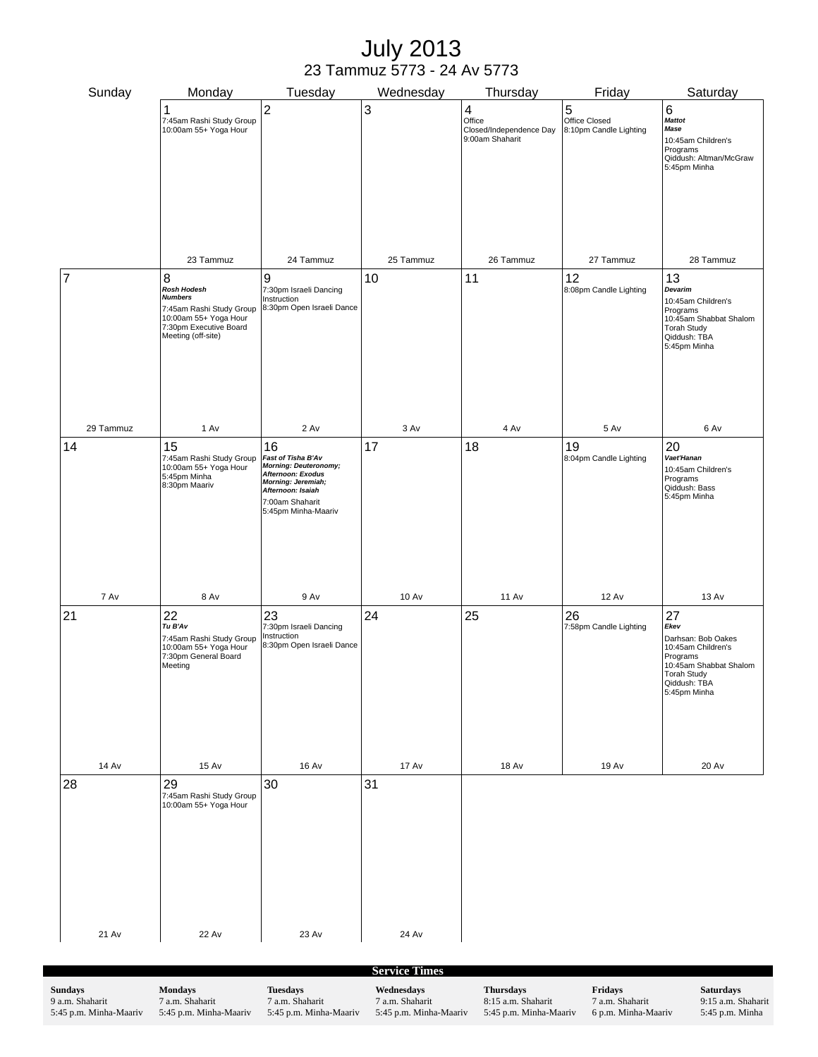# July 2013

23 Tammuz 5773 - 24 Av 5773

| Sunday | Monday | Tuesday | Wednesday | Thursday | Friday | Saturday |
|---|---|---|---|---|---|---|
| | 1<br>7:45am Rashi Study Group<br>10:00am 55+ Yoga Hour<br>23 Tammuz | 2<br>24 Tammuz | 3<br>25 Tammuz | 4<br>Office Closed/Independence Day<br>9:00am Shaharit<br>26 Tammuz | 5<br>Office Closed<br>8:10pm Candle Lighting<br>27 Tammuz | 6<br>***Mattot***<br>***Mase***<br>10:45am Children's Programs<br>Qiddush: Altman/McGraw<br>5:45pm Minha<br>28 Tammuz |
| 7<br>29 Tammuz | 8<br>***Rosh Hodesh***<br>***Numbers***<br>7:45am Rashi Study Group<br>10:00am 55+ Yoga Hour<br>7:30pm Executive Board Meeting (off-site)<br>1 Av | 9<br>7:30pm Israeli Dancing Instruction<br>8:30pm Open Israeli Dance<br>2 Av | 10<br>3 Av | 11<br>4 Av | 12<br>8:08pm Candle Lighting<br>5 Av | 13<br>***Devarim***<br>10:45am Children's Programs<br>10:45am Shabbat Shalom Torah Study<br>Qiddush: TBA<br>5:45pm Minha<br>6 Av |
| 14<br>7 Av | 15<br>7:45am Rashi Study Group<br>10:00am 55+ Yoga Hour<br>5:45pm Minha<br>8:30pm Maariv<br>8 Av | 16<br>***Fast of Tisha B'Av***<br>***Morning: Deuteronomy;***<br>***Afternoon: Exodus***<br>***Morning: Jeremiah;***<br>***Afternoon: Isaiah***<br>7:00am Shaharit<br>5:45pm Minha-Maariv<br>9 Av | 17<br>10 Av | 18<br>11 Av | 19<br>8:04pm Candle Lighting<br>12 Av | 20<br>***Vaet'Hanan***<br>10:45am Children's Programs<br>Qiddush: Bass<br>5:45pm Minha<br>13 Av |
| 21<br>14 Av | 22<br>***Tu B'Av***<br>7:45am Rashi Study Group<br>10:00am 55+ Yoga Hour<br>7:30pm General Board Meeting<br>15 Av | 23<br>7:30pm Israeli Dancing Instruction<br>8:30pm Open Israeli Dance<br>16 Av | 24<br>17 Av | 25<br>18 Av | 26<br>7:58pm Candle Lighting<br>19 Av | 27<br>***Ekev***<br>Darhsan: Bob Oakes<br>10:45am Children's Programs<br>10:45am Shabbat Shalom Torah Study<br>Qiddush: TBA<br>5:45pm Minha<br>20 Av |
| 28<br>21 Av | 29<br>7:45am Rashi Study Group<br>10:00am 55+ Yoga Hour<br>22 Av | 30<br>23 Av | 31<br>24 Av | | | |

**Service Times**

| Sundays | Mondays | Tuesdays | Wednesdays | Thursdays | Fridays | Saturdays |
|---|---|---|---|---|---|---|
| 9 a.m. Shaharit | 7 a.m. Shaharit | 7 a.m. Shaharit | 7 a.m. Shaharit | 8:15 a.m. Shaharit | 7 a.m. Shaharit | 9:15 a.m. Shaharit |
| 5:45 p.m. Minha-Maariv | 5:45 p.m. Minha-Maariv | 5:45 p.m. Minha-Maariv | 5:45 p.m. Minha-Maariv | 5:45 p.m. Minha-Maariv | 6 p.m. Minha-Maariv | 5:45 p.m. Minha |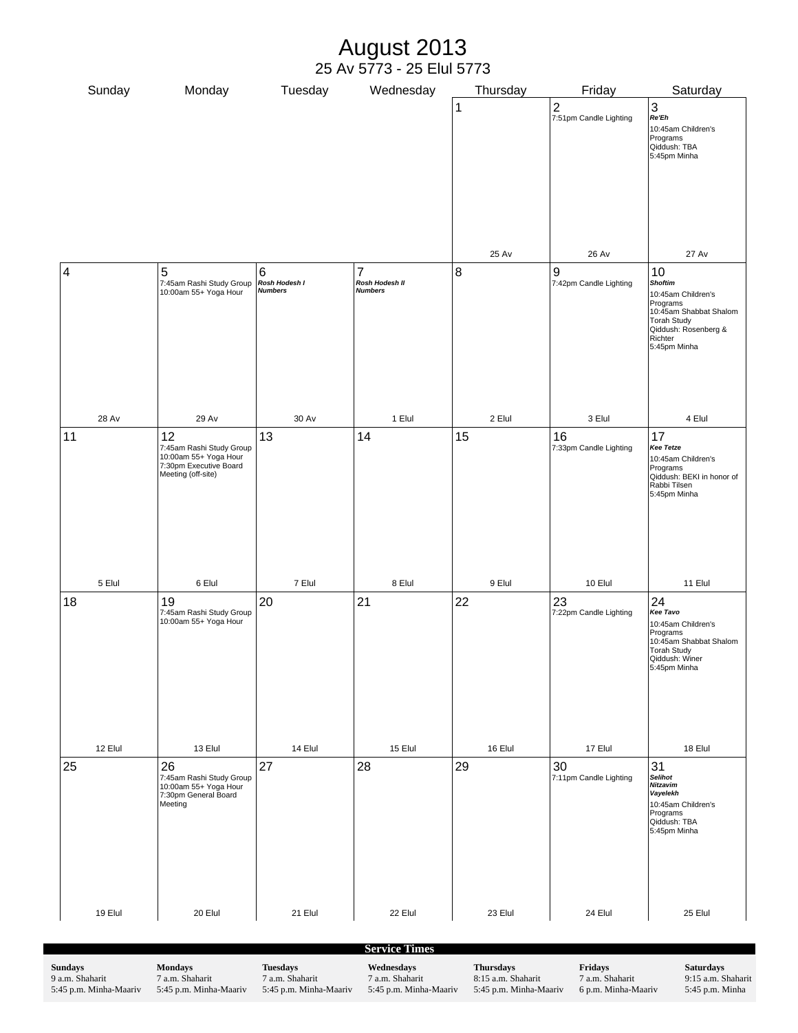# August 2013

25 Av 5773 - 25 Elul 5773

| Sunday | Monday | Tuesday | Wednesday | Thursday | Friday | Saturday |
|---|---|---|---|---|---|---|
| | | | | 1<br><br>25 Av | 2<br>7:51pm Candle Lighting<br><br>26 Av | 3<br>***Re'Eh***<br>10:45am Children's Programs<br>Qiddush: TBA<br>5:45pm Minha<br><br>27 Av |
| 4<br><br>28 Av | 5<br>7:45am Rashi Study Group<br>10:00am 55+ Yoga Hour<br><br>29 Av | 6<br>***Rosh Hodesh I***<br>***Numbers***<br><br>30 Av | 7<br>***Rosh Hodesh II***<br>***Numbers***<br><br>1 Elul | 8<br><br>2 Elul | 9<br>7:42pm Candle Lighting<br><br>3 Elul | 10<br>***Shoftim***<br>10:45am Children's Programs<br>10:45am Shabbat Shalom Torah Study<br>Qiddush: Rosenberg & Richter<br>5:45pm Minha<br><br>4 Elul |
| 11<br><br>5 Elul | 12<br>7:45am Rashi Study Group<br>10:00am 55+ Yoga Hour<br>7:30pm Executive Board Meeting (off-site)<br><br>6 Elul | 13<br><br>7 Elul | 14<br><br>8 Elul | 15<br><br>9 Elul | 16<br>7:33pm Candle Lighting<br><br>10 Elul | 17<br>***Kee Tetze***<br>10:45am Children's Programs<br>Qiddush: BEKI in honor of Rabbi Tilsen<br>5:45pm Minha<br><br>11 Elul |
| 18<br><br>12 Elul | 19<br>7:45am Rashi Study Group<br>10:00am 55+ Yoga Hour<br><br>13 Elul | 20<br><br>14 Elul | 21<br><br>15 Elul | 22<br><br>16 Elul | 23<br>7:22pm Candle Lighting<br><br>17 Elul | 24<br>***Kee Tavo***<br>10:45am Children's Programs<br>10:45am Shabbat Shalom Torah Study<br>Qiddush: Winer<br>5:45pm Minha<br><br>18 Elul |
| 25<br><br>19 Elul | 26<br>7:45am Rashi Study Group<br>10:00am 55+ Yoga Hour<br>7:30pm General Board Meeting<br><br>20 Elul | 27<br><br>21 Elul | 28<br><br>22 Elul | 29<br><br>23 Elul | 30<br>7:11pm Candle Lighting<br><br>24 Elul | 31<br>***Selihot***<br>***Nitzavim***<br>***Vayelekh***<br>10:45am Children's Programs<br>Qiddush: TBA<br>5:45pm Minha<br><br>25 Elul |

## Service Times

| Sundays | Mondays | Tuesdays | Wednesdays | Thursdays | Fridays | Saturdays |
|---|---|---|---|---|---|---|
| 9 a.m. Shaharit | 7 a.m. Shaharit | 7 a.m. Shaharit | 7 a.m. Shaharit | 8:15 a.m. Shaharit | 7 a.m. Shaharit | 9:15 a.m. Shaharit |
| 5:45 p.m. Minha-Maariv | 5:45 p.m. Minha-Maariv | 5:45 p.m. Minha-Maariv | 5:45 p.m. Minha-Maariv | 5:45 p.m. Minha-Maariv | 6 p.m. Minha-Maariv | 5:45 p.m. Minha |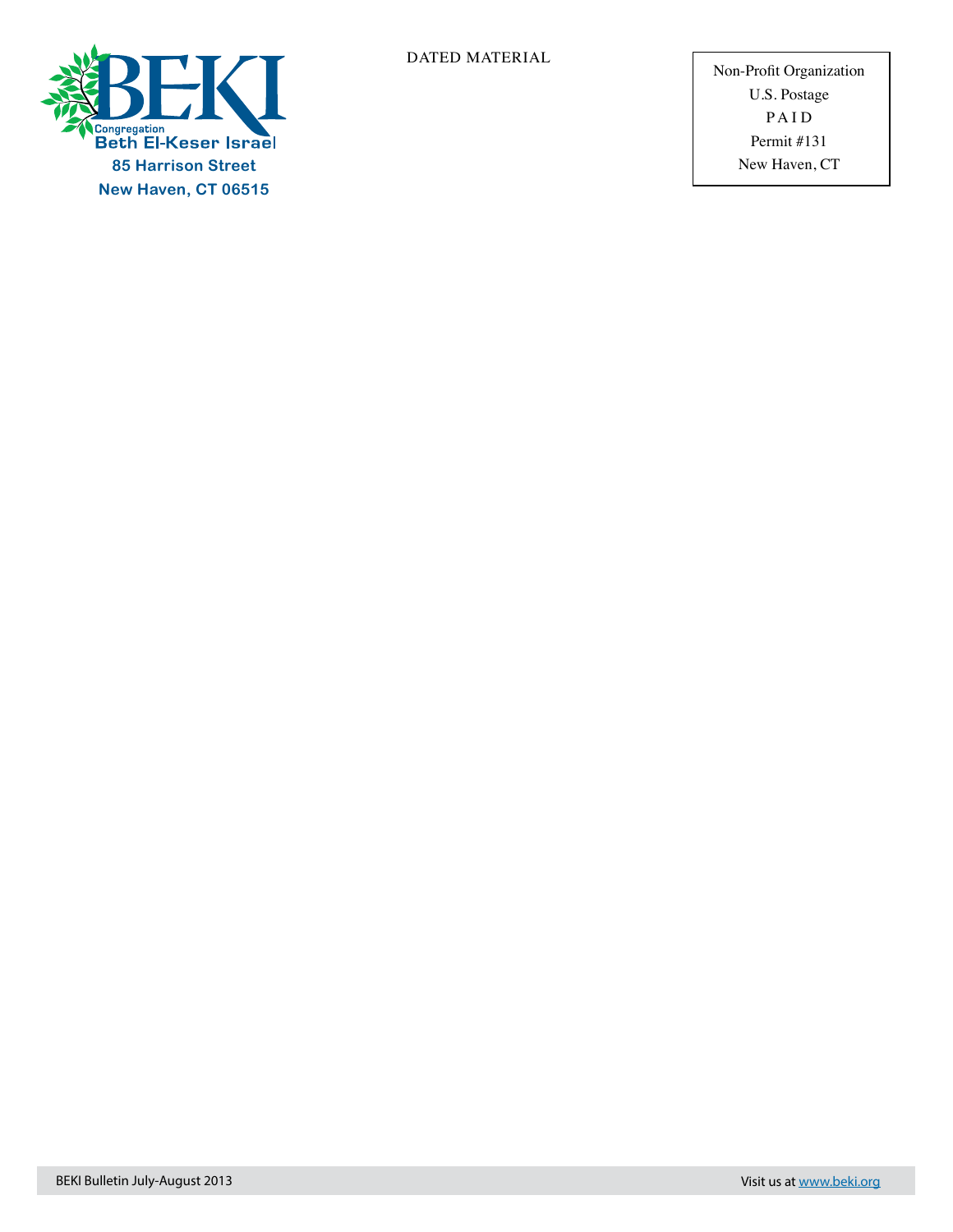BEKI

Congregation
Beth El-Keser Israel
85 Harrison Street
New Haven, CT 06515

DATED MATERIAL

Non-Profit Organization
U.S. Postage
PAID
Permit #131
New Haven, CT